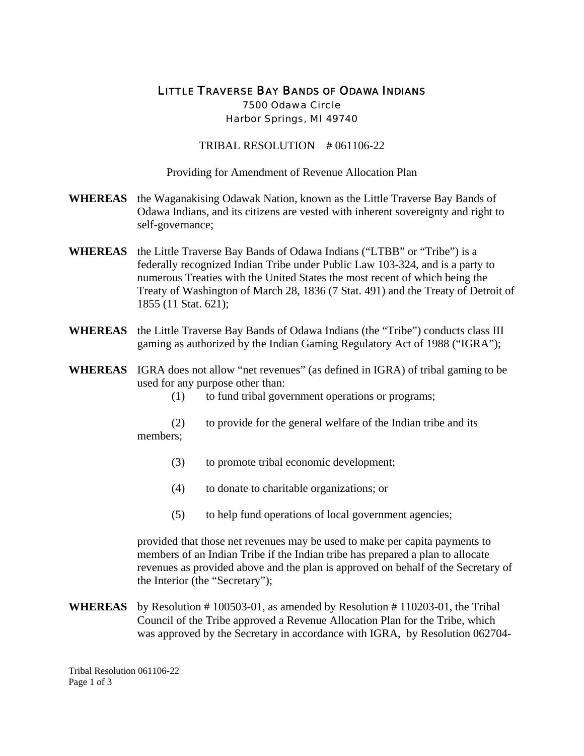# LITTLE TRAVERSE BAY BANDS OF ODAWA INDIANS

7500 Odawa Circle
Harbor Springs, MI 49740

TRIBAL RESOLUTION # 061106-22

Providing for Amendment of Revenue Allocation Plan

**WHEREAS** the Waganakising Odawak Nation, known as the Little Traverse Bay Bands of Odawa Indians, and its citizens are vested with inherent sovereignty and right to self-governance;

**WHEREAS** the Little Traverse Bay Bands of Odawa Indians ("LTBB" or "Tribe") is a federally recognized Indian Tribe under Public Law 103-324, and is a party to numerous Treaties with the United States the most recent of which being the Treaty of Washington of March 28, 1836 (7 Stat. 491) and the Treaty of Detroit of 1855 (11 Stat. 621);

**WHEREAS** the Little Traverse Bay Bands of Odawa Indians (the "Tribe") conducts class III gaming as authorized by the Indian Gaming Regulatory Act of 1988 ("IGRA");

**WHEREAS** IGRA does not allow "net revenues" (as defined in IGRA) of tribal gaming to be used for any purpose other than:

(1) to fund tribal government operations or programs;

(2) to provide for the general welfare of the Indian tribe and its members;

(3) to promote tribal economic development;

(4) to donate to charitable organizations; or

(5) to help fund operations of local government agencies;

provided that those net revenues may be used to make per capita payments to members of an Indian Tribe if the Indian tribe has prepared a plan to allocate revenues as provided above and the plan is approved on behalf of the Secretary of the Interior (the "Secretary");

**WHEREAS** by Resolution # 100503-01, as amended by Resolution # 110203-01, the Tribal Council of the Tribe approved a Revenue Allocation Plan for the Tribe, which was approved by the Secretary in accordance with IGRA, by Resolution 062704-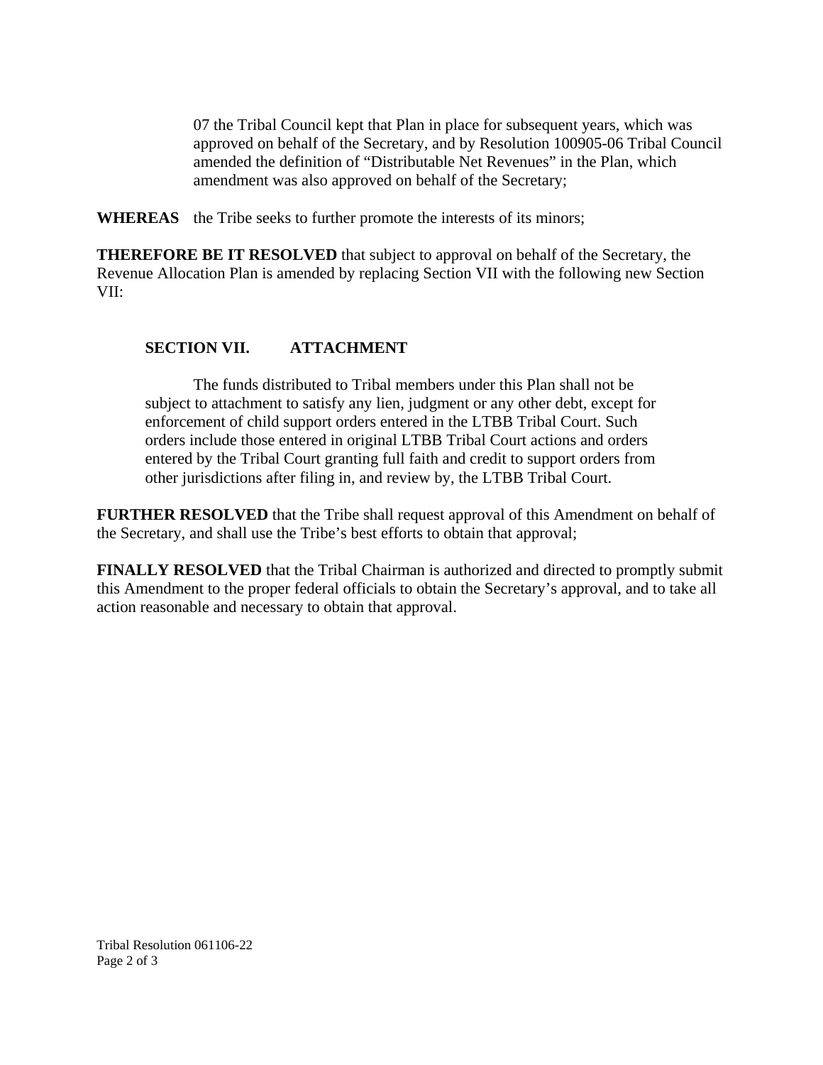07 the Tribal Council kept that Plan in place for subsequent years, which was approved on behalf of the Secretary, and by Resolution 100905-06 Tribal Council amended the definition of “Distributable Net Revenues” in the Plan, which amendment was also approved on behalf of the Secretary;

**WHEREAS** the Tribe seeks to further promote the interests of its minors;

**THEREFORE BE IT RESOLVED** that subject to approval on behalf of the Secretary, the Revenue Allocation Plan is amended by replacing Section VII with the following new Section VII:

> **SECTION VII. ATTACHMENT**
>
> The funds distributed to Tribal members under this Plan shall not be subject to attachment to satisfy any lien, judgment or any other debt, except for enforcement of child support orders entered in the LTBB Tribal Court. Such orders include those entered in original LTBB Tribal Court actions and orders entered by the Tribal Court granting full faith and credit to support orders from other jurisdictions after filing in, and review by, the LTBB Tribal Court.

**FURTHER RESOLVED** that the Tribe shall request approval of this Amendment on behalf of the Secretary, and shall use the Tribe’s best efforts to obtain that approval;

**FINALLY RESOLVED** that the Tribal Chairman is authorized and directed to promptly submit this Amendment to the proper federal officials to obtain the Secretary’s approval, and to take all action reasonable and necessary to obtain that approval.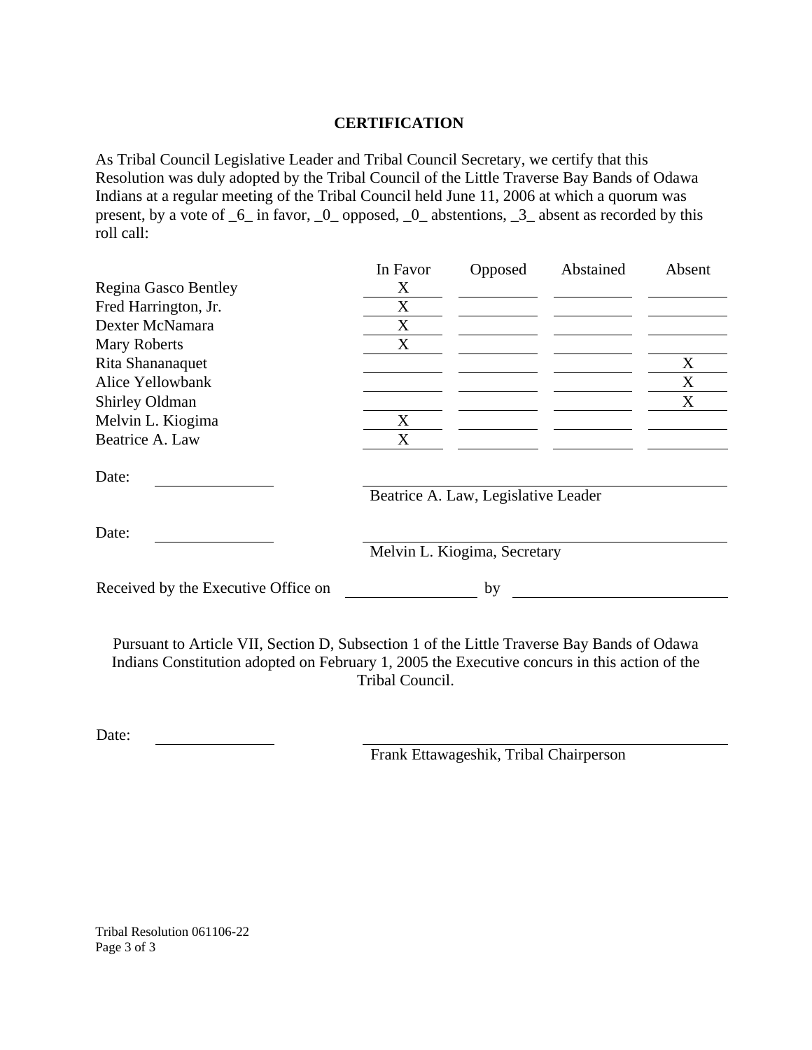**CERTIFICATION**

As Tribal Council Legislative Leader and Tribal Council Secretary, we certify that this Resolution was duly adopted by the Tribal Council of the Little Traverse Bay Bands of Odawa Indians at a regular meeting of the Tribal Council held June 11, 2006 at which a quorum was present, by a vote of _6_ in favor, _0_ opposed, _0_ abstentions, _3_ absent as recorded by this roll call:

| | In Favor | Opposed | Abstained | Absent |
|---|---|---|---|---|
| Regina Gasco Bentley | X | | | |
| Fred Harrington, Jr. | X | | | |
| Dexter McNamara | X | | | |
| Mary Roberts | X | | | |
| Rita Shananaquet | | | | X |
| Alice Yellowbank | | | | X |
| Shirley Oldman | | | | X |
| Melvin L. Kiogima | X | | | |
| Beatrice A. Law | X | | | |

Date: ______________ ________________________________
Beatrice A. Law, Legislative Leader

Date: ______________ ________________________________
Melvin L. Kiogima, Secretary

Received by the Executive Office on ______________ by ______________________

Pursuant to Article VII, Section D, Subsection 1 of the Little Traverse Bay Bands of Odawa Indians Constitution adopted on February 1, 2005 the Executive concurs in this action of the Tribal Council.

Date: ______________ ________________________________
Frank Ettawageshik, Tribal Chairperson

Tribal Resolution 061106-22